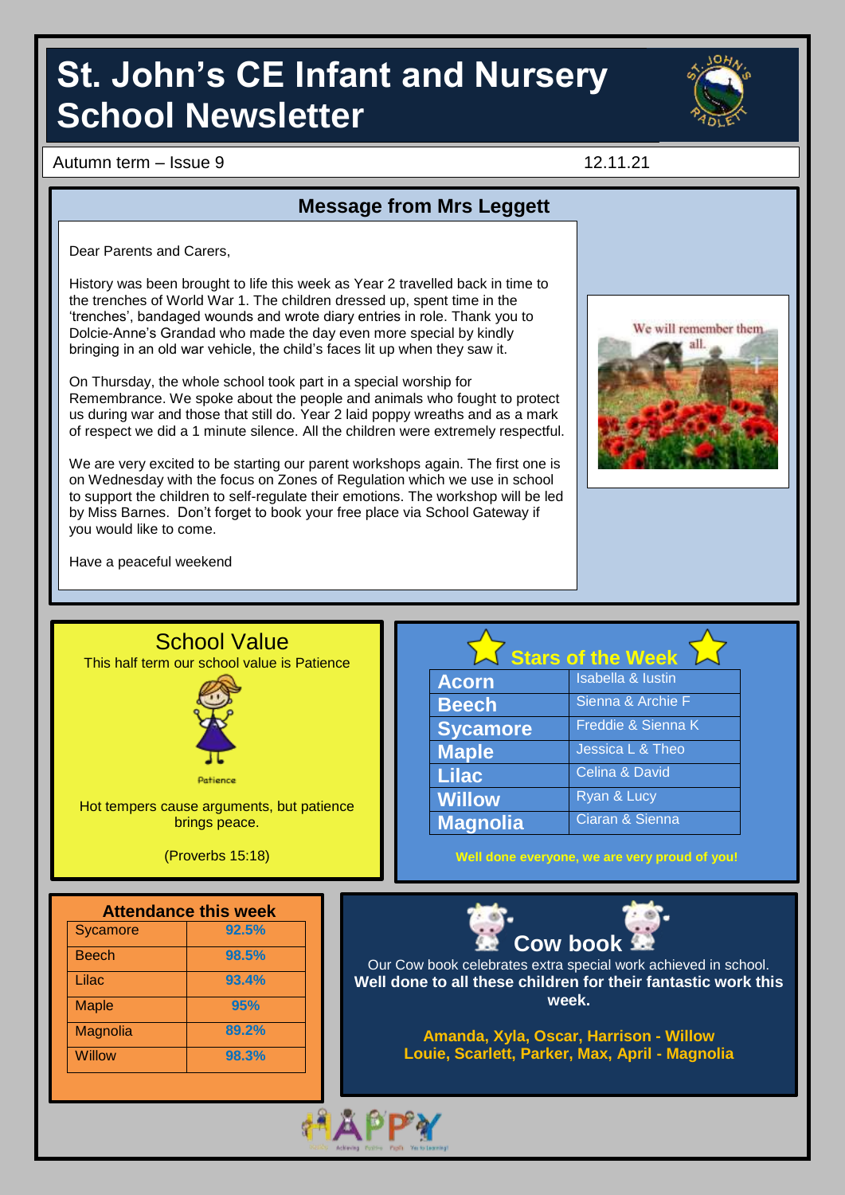# St. John's CE Infant and Nursery School Newsletter

Autumn term – Issue 9 | 12.11.21

## Message from Mrs Leggett

Dear Parents and Carers,

History was been brought to life this week as Year 2 travelled back in time to the trenches of World War 1. The children dressed up, spent time in the 'trenches', bandaged wounds and wrote diary entries in role. Thank you to Dolcie-Anne's Grandad who made the day even more special by kindly bringing in an old war vehicle, the child's faces lit up when they saw it.

On Thursday, the whole school took part in a special worship for Remembrance. We spoke about the people and animals who fought to protect us during war and those that still do. Year 2 laid poppy wreaths and as a mark of respect we did a 1 minute silence. All the children were extremely respectful.

We are very excited to be starting our parent workshops again. The first one is on Wednesday with the focus on Zones of Regulation which we use in school to support the children to self-regulate their emotions. The workshop will be led by Miss Barnes. Don't forget to book your free place via School Gateway if you would like to come.

Have a peaceful weekend

We will remember them all.

## School Value

This half term our school value is Patience

Patience

Hot tempers cause arguments, but patience brings peace.

(Proverbs 15:18)

## Stars of the Week

| Class | Stars |
|---|---|
| Acorn | Isabella & Iustin |
| Beech | Sienna & Archie F |
| Sycamore | Freddie & Sienna K |
| Maple | Jessica L & Theo |
| Lilac | Celina & David |
| Willow | Ryan & Lucy |
| Magnolia | Ciaran & Sienna |

**Well done everyone, we are very proud of you!**

## Attendance this week

| Class | Attendance |
|---|---|
| Sycamore | 92.5% |
| Beech | 98.5% |
| Lilac | 93.4% |
| Maple | 95% |
| Magnolia | 89.2% |
| Willow | 98.3% |

## Cow book

Our Cow book celebrates extra special work achieved in school. **Well done to all these children for their fantastic work this week.**

**Amanda, Xyla, Oscar, Harrison - Willow**
**Louie, Scarlett, Parker, Max, April - Magnolia**

HAPPY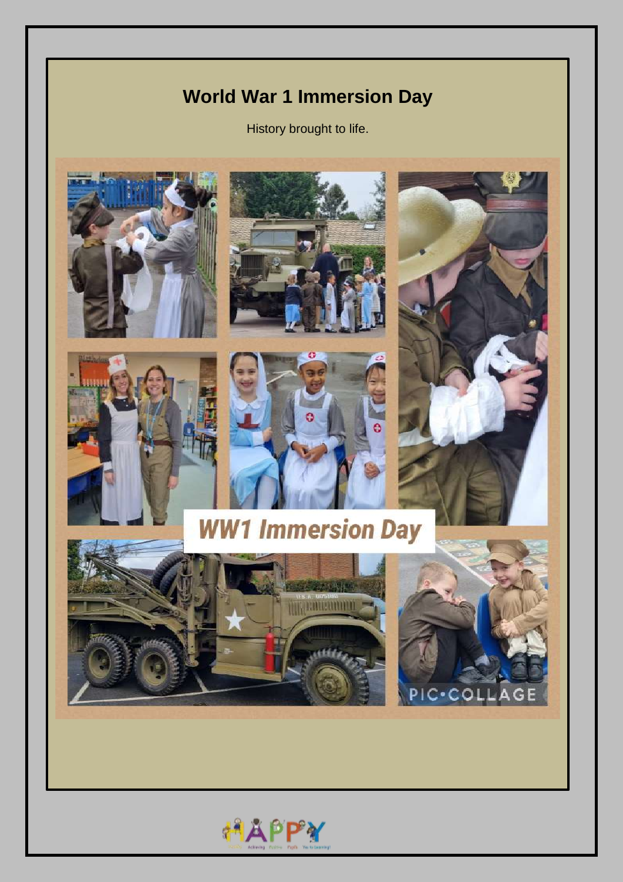## World War 1 Immersion Day

History brought to life.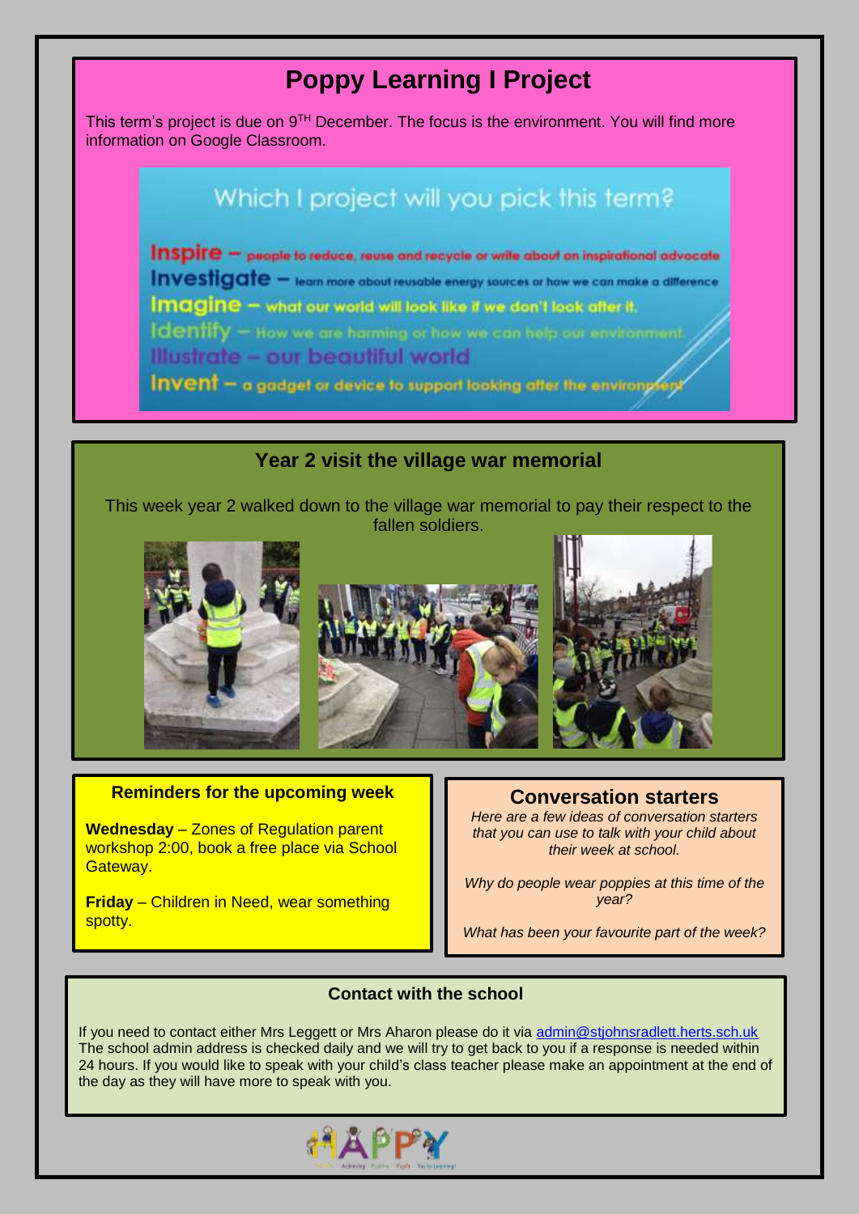# Poppy Learning I Project

This term's project is due on 9TH December. The focus is the environment. You will find more information on Google Classroom.

Which I project will you pick this term?

**Inspire** – people to reduce, reuse and recycle or write about an inspirational advocate

**Investigate** – learn more about reusable energy sources or how we can make a difference

**Imagine** – what our world will look like if we don't look after it.

**Identify** – How we are harming or how we can help our environment.

**Illustrate** – our beautiful world

**Invent** – a gadget or device to support looking after the environment

## Year 2 visit the village war memorial

This week year 2 walked down to the village war memorial to pay their respect to the fallen soldiers.

### Reminders for the upcoming week

**Wednesday** – Zones of Regulation parent workshop 2:00, book a free place via School Gateway.

**Friday** – Children in Need, wear something spotty.

## Conversation starters

*Here are a few ideas of conversation starters that you can use to talk with your child about their week at school.*

*Why do people wear poppies at this time of the year?*

*What has been your favourite part of the week?*

### Contact with the school

If you need to contact either Mrs Leggett or Mrs Aharon please do it via admin@stjohnsradlett.herts.sch.uk The school admin address is checked daily and we will try to get back to you if a response is needed within 24 hours. If you would like to speak with your child's class teacher please make an appointment at the end of the day as they will have more to speak with you.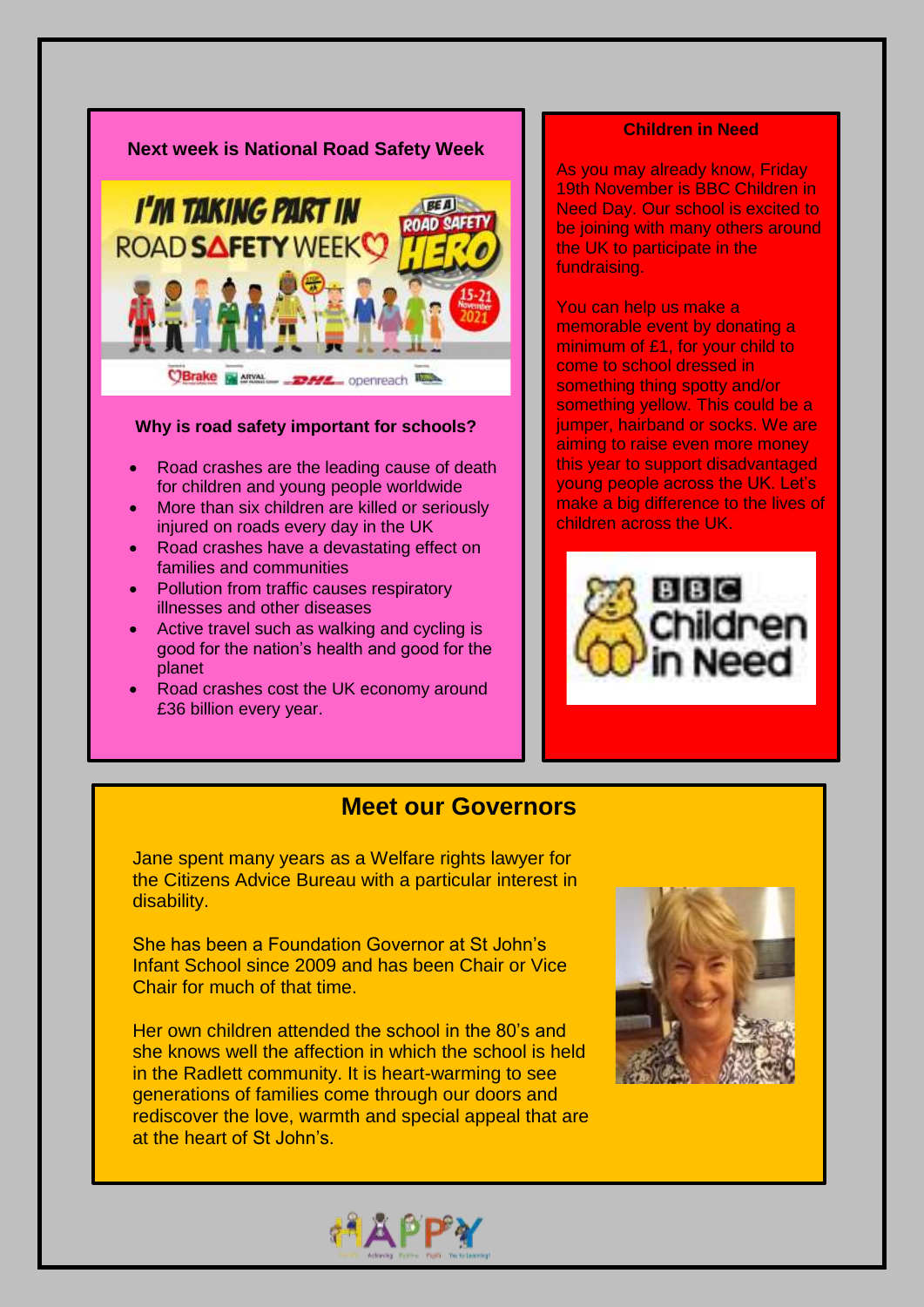## Next week is National Road Safety Week

### Why is road safety important for schools?

- Road crashes are the leading cause of death for children and young people worldwide
- More than six children are killed or seriously injured on roads every day in the UK
- Road crashes have a devastating effect on families and communities
- Pollution from traffic causes respiratory illnesses and other diseases
- Active travel such as walking and cycling is good for the nation's health and good for the planet
- Road crashes cost the UK economy around £36 billion every year.

## Children in Need

As you may already know, Friday 19th November is BBC Children in Need Day. Our school is excited to be joining with many others around the UK to participate in the fundraising.

You can help us make a memorable event by donating a minimum of £1, for your child to come to school dressed in something thing spotty and/or something yellow. This could be a jumper, hairband or socks. We are aiming to raise even more money this year to support disadvantaged young people across the UK. Let's make a big difference to the lives of children across the UK.

## Meet our Governors

Jane spent many years as a Welfare rights lawyer for the Citizens Advice Bureau with a particular interest in disability.

She has been a Foundation Governor at St John's Infant School since 2009 and has been Chair or Vice Chair for much of that time.

Her own children attended the school in the 80's and she knows well the affection in which the school is held in the Radlett community. It is heart-warming to see generations of families come through our doors and rediscover the love, warmth and special appeal that are at the heart of St John's.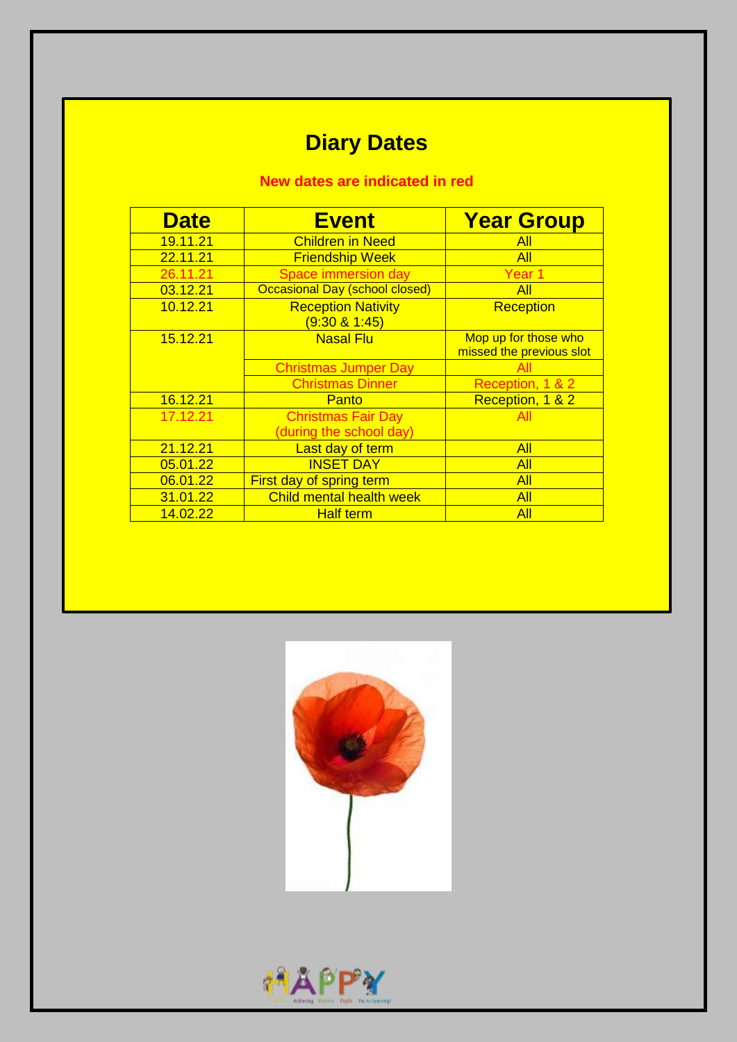# Diary Dates

**New dates are indicated in red**

| Date | Event | Year Group |
|---|---|---|
| 19.11.21 | Children in Need | All |
| 22.11.21 | Friendship Week | All |
| 26.11.21 | Space immersion day | Year 1 |
| 03.12.21 | Occasional Day (school closed) | All |
| 10.12.21 | Reception Nativity (9:30 & 1:45) | Reception |
| 15.12.21 | Nasal Flu | Mop up for those who missed the previous slot |
| | Christmas Jumper Day | All |
| | Christmas Dinner | Reception, 1 & 2 |
| 16.12.21 | Panto | Reception, 1 & 2 |
| 17.12.21 | Christmas Fair Day (during the school day) | All |
| 21.12.21 | Last day of term | All |
| 05.01.22 | INSET DAY | All |
| 06.01.22 | First day of spring term | All |
| 31.01.22 | Child mental health week | All |
| 14.02.22 | Half term | All |